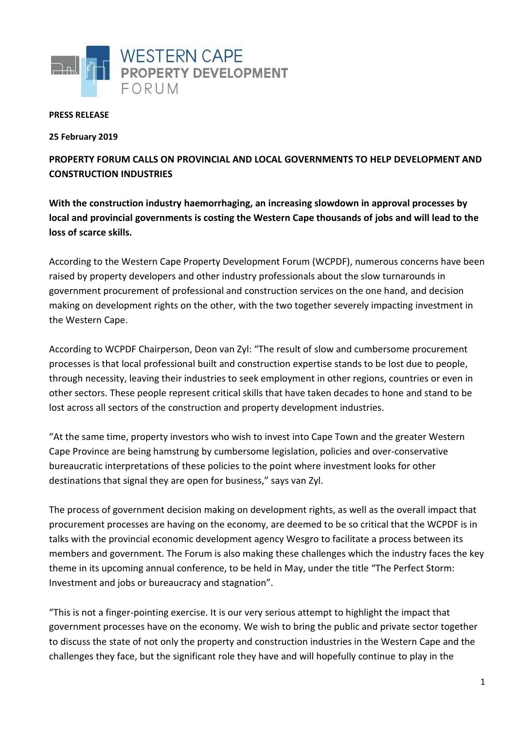**WESTERN CAPE PROPERTY DEVELOPMENT FORUM**

**PRESS RELEASE**

**25 February 2019**

# PROPERTY FORUM CALLS ON PROVINCIAL AND LOCAL GOVERNMENTS TO HELP DEVELOPMENT AND CONSTRUCTION INDUSTRIES

**With the construction industry haemorrhaging, an increasing slowdown in approval processes by local and provincial governments is costing the Western Cape thousands of jobs and will lead to the loss of scarce skills.**

According to the Western Cape Property Development Forum (WCPDF), numerous concerns have been raised by property developers and other industry professionals about the slow turnarounds in government procurement of professional and construction services on the one hand, and decision making on development rights on the other, with the two together severely impacting investment in the Western Cape.

According to WCPDF Chairperson, Deon van Zyl: "The result of slow and cumbersome procurement processes is that local professional built and construction expertise stands to be lost due to people, through necessity, leaving their industries to seek employment in other regions, countries or even in other sectors. These people represent critical skills that have taken decades to hone and stand to be lost across all sectors of the construction and property development industries.

"At the same time, property investors who wish to invest into Cape Town and the greater Western Cape Province are being hamstrung by cumbersome legislation, policies and over-conservative bureaucratic interpretations of these policies to the point where investment looks for other destinations that signal they are open for business," says van Zyl.

The process of government decision making on development rights, as well as the overall impact that procurement processes are having on the economy, are deemed to be so critical that the WCPDF is in talks with the provincial economic development agency Wesgro to facilitate a process between its members and government. The Forum is also making these challenges which the industry faces the key theme in its upcoming annual conference, to be held in May, under the title "The Perfect Storm: Investment and jobs or bureaucracy and stagnation".

"This is not a finger-pointing exercise. It is our very serious attempt to highlight the impact that government processes have on the economy. We wish to bring the public and private sector together to discuss the state of not only the property and construction industries in the Western Cape and the challenges they face, but the significant role they have and will hopefully continue to play in the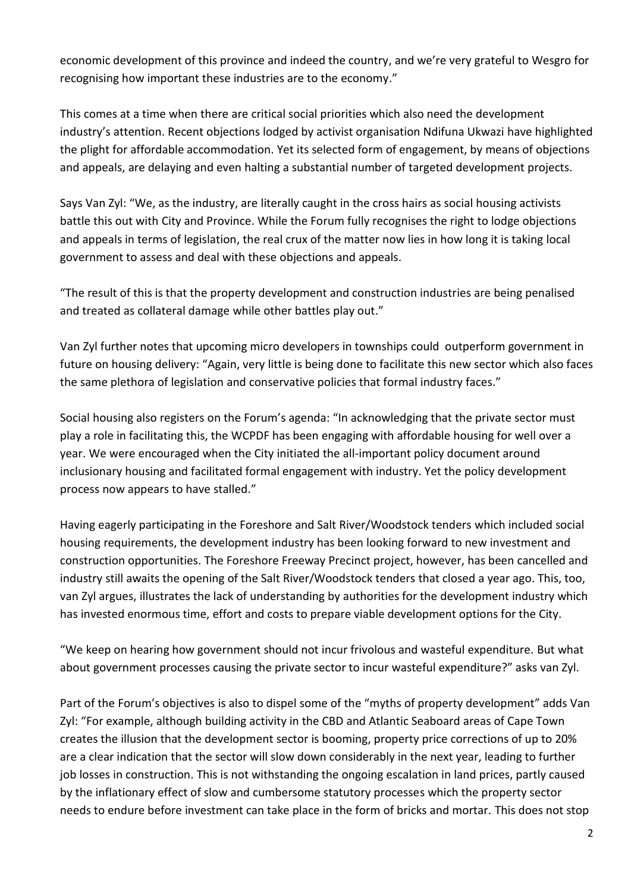economic development of this province and indeed the country, and we're very grateful to Wesgro for recognising how important these industries are to the economy."

This comes at a time when there are critical social priorities which also need the development industry's attention. Recent objections lodged by activist organisation Ndifuna Ukwazi have highlighted the plight for affordable accommodation. Yet its selected form of engagement, by means of objections and appeals, are delaying and even halting a substantial number of targeted development projects.

Says Van Zyl: "We, as the industry, are literally caught in the cross hairs as social housing activists battle this out with City and Province. While the Forum fully recognises the right to lodge objections and appeals in terms of legislation, the real crux of the matter now lies in how long it is taking local government to assess and deal with these objections and appeals.

"The result of this is that the property development and construction industries are being penalised and treated as collateral damage while other battles play out."

Van Zyl further notes that upcoming micro developers in townships could outperform government in future on housing delivery: "Again, very little is being done to facilitate this new sector which also faces the same plethora of legislation and conservative policies that formal industry faces."

Social housing also registers on the Forum's agenda: "In acknowledging that the private sector must play a role in facilitating this, the WCPDF has been engaging with affordable housing for well over a year. We were encouraged when the City initiated the all-important policy document around inclusionary housing and facilitated formal engagement with industry. Yet the policy development process now appears to have stalled."

Having eagerly participating in the Foreshore and Salt River/Woodstock tenders which included social housing requirements, the development industry has been looking forward to new investment and construction opportunities. The Foreshore Freeway Precinct project, however, has been cancelled and industry still awaits the opening of the Salt River/Woodstock tenders that closed a year ago. This, too, van Zyl argues, illustrates the lack of understanding by authorities for the development industry which has invested enormous time, effort and costs to prepare viable development options for the City.

"We keep on hearing how government should not incur frivolous and wasteful expenditure. But what about government processes causing the private sector to incur wasteful expenditure?" asks van Zyl.

Part of the Forum's objectives is also to dispel some of the "myths of property development" adds Van Zyl: "For example, although building activity in the CBD and Atlantic Seaboard areas of Cape Town creates the illusion that the development sector is booming, property price corrections of up to 20% are a clear indication that the sector will slow down considerably in the next year, leading to further job losses in construction. This is not withstanding the ongoing escalation in land prices, partly caused by the inflationary effect of slow and cumbersome statutory processes which the property sector needs to endure before investment can take place in the form of bricks and mortar. This does not stop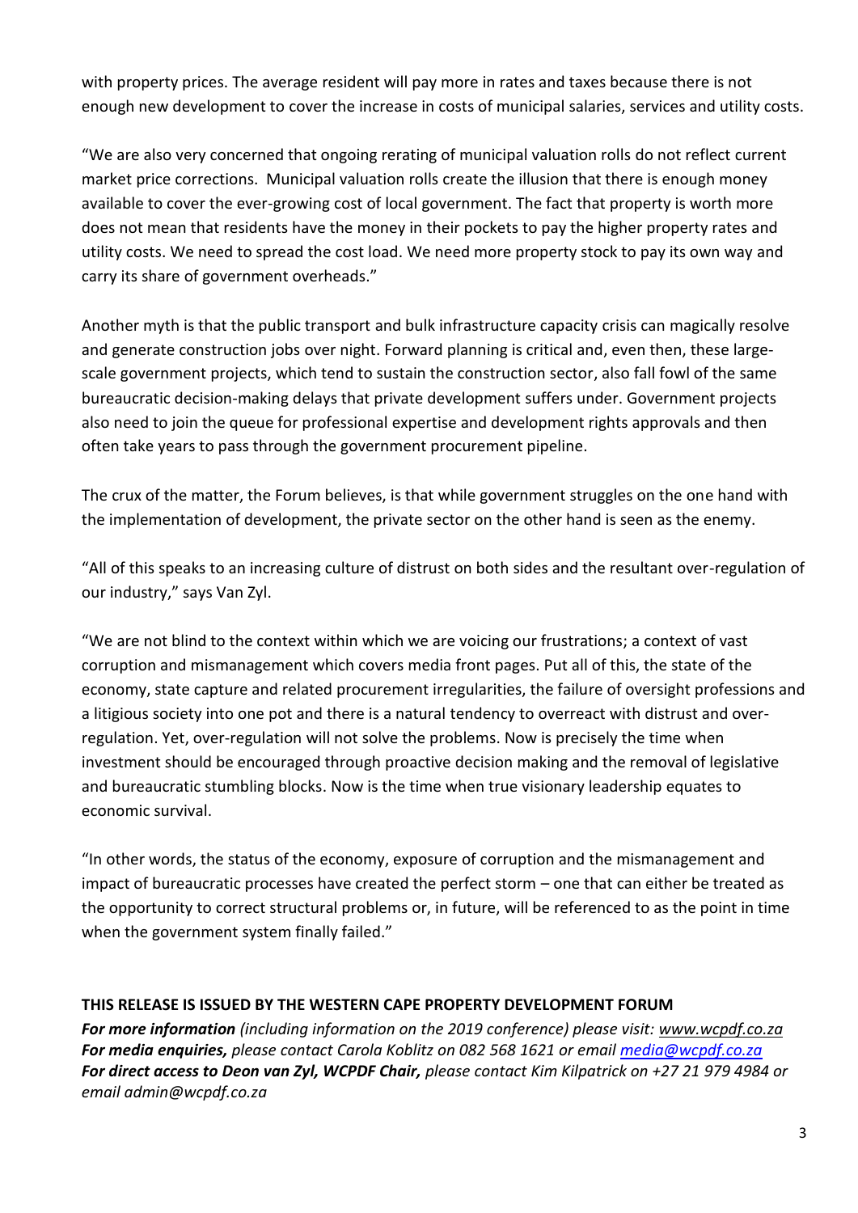with property prices. The average resident will pay more in rates and taxes because there is not enough new development to cover the increase in costs of municipal salaries, services and utility costs.

"We are also very concerned that ongoing rerating of municipal valuation rolls do not reflect current market price corrections. Municipal valuation rolls create the illusion that there is enough money available to cover the ever-growing cost of local government. The fact that property is worth more does not mean that residents have the money in their pockets to pay the higher property rates and utility costs. We need to spread the cost load. We need more property stock to pay its own way and carry its share of government overheads."

Another myth is that the public transport and bulk infrastructure capacity crisis can magically resolve and generate construction jobs over night. Forward planning is critical and, even then, these large-scale government projects, which tend to sustain the construction sector, also fall fowl of the same bureaucratic decision-making delays that private development suffers under. Government projects also need to join the queue for professional expertise and development rights approvals and then often take years to pass through the government procurement pipeline.

The crux of the matter, the Forum believes, is that while government struggles on the one hand with the implementation of development, the private sector on the other hand is seen as the enemy.

"All of this speaks to an increasing culture of distrust on both sides and the resultant over-regulation of our industry," says Van Zyl.

"We are not blind to the context within which we are voicing our frustrations; a context of vast corruption and mismanagement which covers media front pages. Put all of this, the state of the economy, state capture and related procurement irregularities, the failure of oversight professions and a litigious society into one pot and there is a natural tendency to overreact with distrust and over-regulation. Yet, over-regulation will not solve the problems. Now is precisely the time when investment should be encouraged through proactive decision making and the removal of legislative and bureaucratic stumbling blocks. Now is the time when true visionary leadership equates to economic survival.

"In other words, the status of the economy, exposure of corruption and the mismanagement and impact of bureaucratic processes have created the perfect storm – one that can either be treated as the opportunity to correct structural problems or, in future, will be referenced to as the point in time when the government system finally failed."

**THIS RELEASE IS ISSUED BY THE WESTERN CAPE PROPERTY DEVELOPMENT FORUM**

***For more information*** *(including information on the 2019 conference) please visit: www.wcpdf.co.za*
***For media enquiries,*** *please contact Carola Koblitz on 082 568 1621 or email media@wcpdf.co.za*
***For direct access to Deon van Zyl, WCPDF Chair,*** *please contact Kim Kilpatrick on +27 21 979 4984 or email admin@wcpdf.co.za*